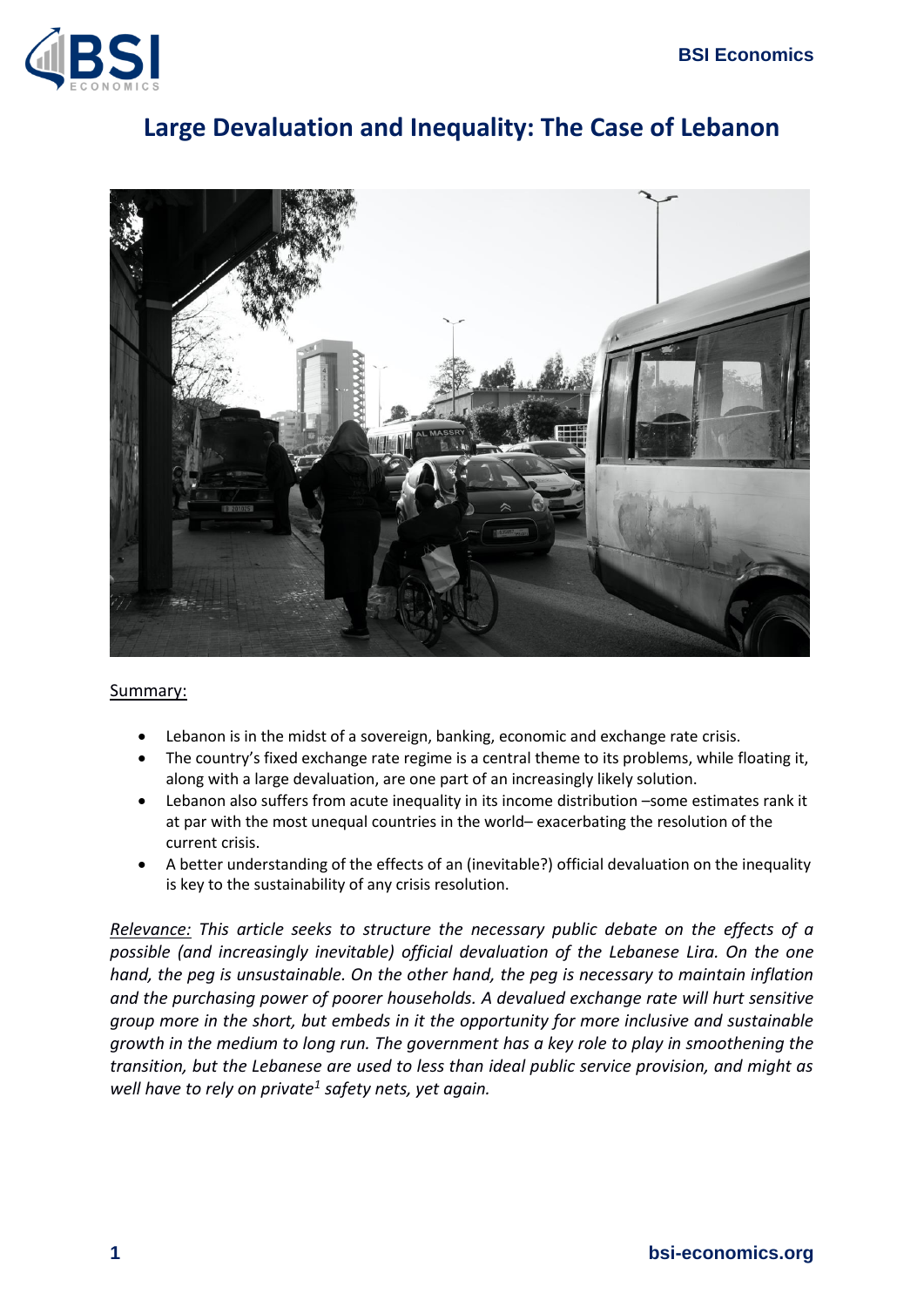# Large Devaluation and Inequality: The Case of Lebanon

Summary:

- Lebanon is in the midst of a sovereign, banking, economic and exchange rate crisis.
- The country's fixed exchange rate regime is a central theme to its problems, while floating it, along with a large devaluation, are one part of an increasingly likely solution.
- Lebanon also suffers from acute inequality in its income distribution –some estimates rank it at par with the most unequal countries in the world– exacerbating the resolution of the current crisis.
- A better understanding of the effects of an (inevitable?) official devaluation on the inequality is key to the sustainability of any crisis resolution.

*Relevance: This article seeks to structure the necessary public debate on the effects of a possible (and increasingly inevitable) official devaluation of the Lebanese Lira. On the one hand, the peg is unsustainable. On the other hand, the peg is necessary to maintain inflation and the purchasing power of poorer households. A devalued exchange rate will hurt sensitive group more in the short, but embeds in it the opportunity for more inclusive and sustainable growth in the medium to long run. The government has a key role to play in smoothening the transition, but the Lebanese are used to less than ideal public service provision, and might as well have to rely on private[1] safety nets, yet again.*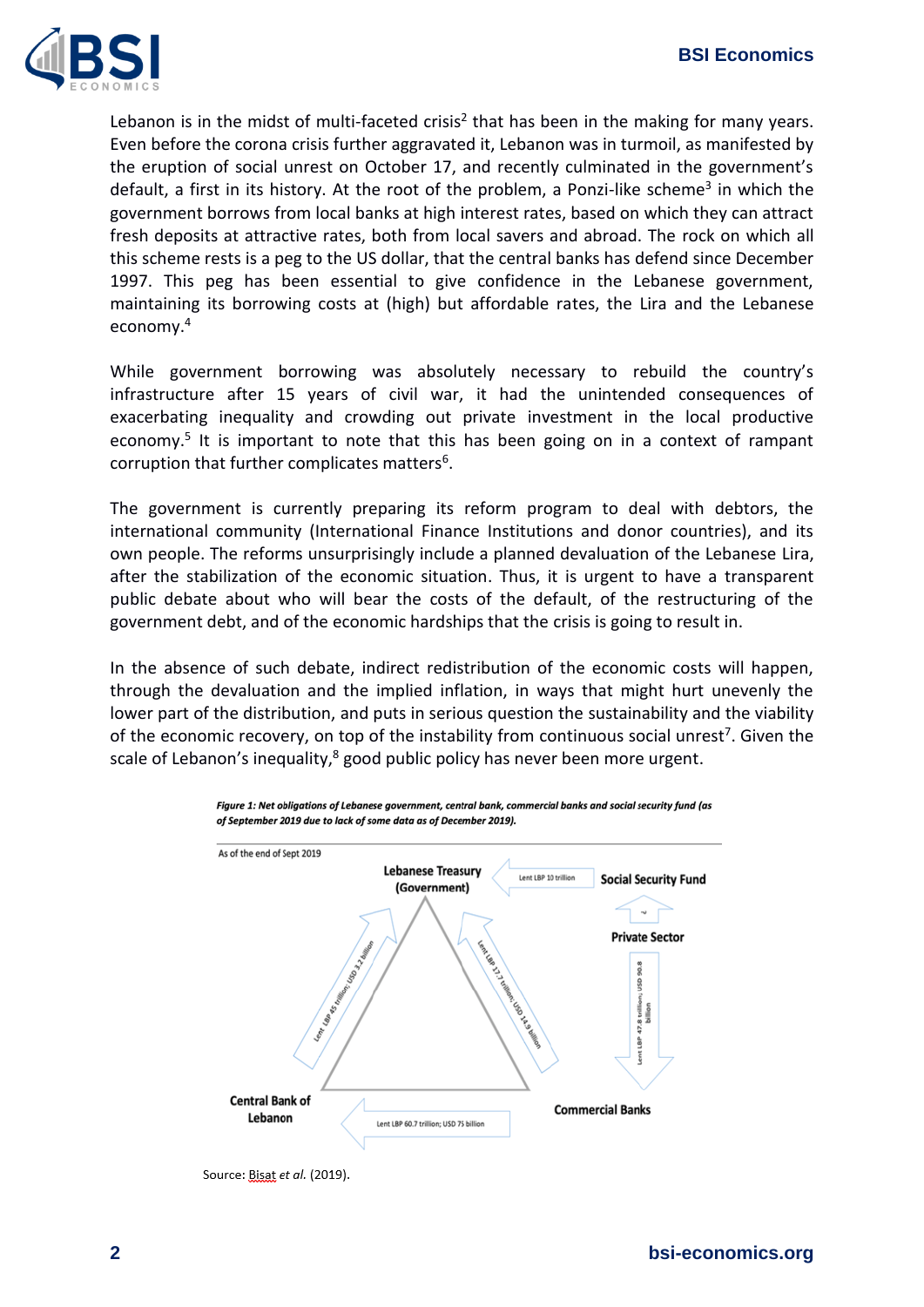Lebanon is in the midst of multi-faceted crisis[2] that has been in the making for many years. Even before the corona crisis further aggravated it, Lebanon was in turmoil, as manifested by the eruption of social unrest on October 17, and recently culminated in the government's default, a first in its history. At the root of the problem, a Ponzi-like scheme[3] in which the government borrows from local banks at high interest rates, based on which they can attract fresh deposits at attractive rates, both from local savers and abroad. The rock on which all this scheme rests is a peg to the US dollar, that the central banks has defend since December 1997. This peg has been essential to give confidence in the Lebanese government, maintaining its borrowing costs at (high) but affordable rates, the Lira and the Lebanese economy.[4]

While government borrowing was absolutely necessary to rebuild the country's infrastructure after 15 years of civil war, it had the unintended consequences of exacerbating inequality and crowding out private investment in the local productive economy.[5] It is important to note that this has been going on in a context of rampant corruption that further complicates matters[6].

The government is currently preparing its reform program to deal with debtors, the international community (International Finance Institutions and donor countries), and its own people. The reforms unsurprisingly include a planned devaluation of the Lebanese Lira, after the stabilization of the economic situation. Thus, it is urgent to have a transparent public debate about who will bear the costs of the default, of the restructuring of the government debt, and of the economic hardships that the crisis is going to result in.

In the absence of such debate, indirect redistribution of the economic costs will happen, through the devaluation and the implied inflation, in ways that might hurt unevenly the lower part of the distribution, and puts in serious question the sustainability and the viability of the economic recovery, on top of the instability from continuous social unrest[7]. Given the scale of Lebanon's inequality,[8] good public policy has never been more urgent.

***Figure 1: Net obligations of Lebanese government, central bank, commercial banks and social security fund (as of September 2019 due to lack of some data as of December 2019).***

As of the end of Sept 2019

Lebanese Treasury (Government)

Social Security Fund — Lent LBP 10 trillion → Lebanese Treasury (Government)

Private Sector

Private Sector — Lent LBP 47.8 trillion; USD 90.8 billion → Commercial Banks

Central Bank of Lebanon — Lent LBP 45 trillion; USD 3.2 billion → Lebanese Treasury (Government)

Commercial Banks — Lent LBP 17.7 trillion; USD 14.9 billion → Lebanese Treasury (Government)

Commercial Banks — Lent LBP 60.7 trillion; USD 75 billion → Central Bank of Lebanon

Source: Bisat *et al.* (2019).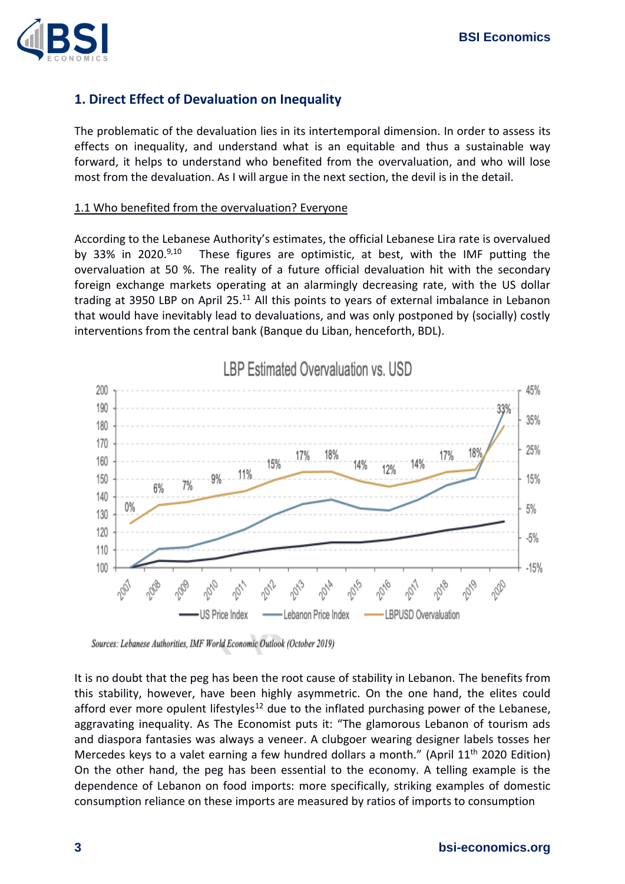## 1. Direct Effect of Devaluation on Inequality

The problematic of the devaluation lies in its intertemporal dimension. In order to assess its effects on inequality, and understand what is an equitable and thus a sustainable way forward, it helps to understand who benefited from the overvaluation, and who will lose most from the devaluation. As I will argue in the next section, the devil is in the detail.

### 1.1 Who benefited from the overvaluation? Everyone

According to the Lebanese Authority's estimates, the official Lebanese Lira rate is overvalued by 33% in 2020.[9,10] These figures are optimistic, at best, with the IMF putting the overvaluation at 50 %. The reality of a future official devaluation hit with the secondary foreign exchange markets operating at an alarmingly decreasing rate, with the US dollar trading at 3950 LBP on April 25.[11] All this points to years of external imbalance in Lebanon that would have inevitably lead to devaluations, and was only postponed by (socially) costly interventions from the central bank (Banque du Liban, henceforth, BDL).

LBP Estimated Overvaluation vs. USD

*Sources: Lebanese Authorities, IMF World Economic Outlook (October 2019)*

It is no doubt that the peg has been the root cause of stability in Lebanon. The benefits from this stability, however, have been highly asymmetric. On the one hand, the elites could afford ever more opulent lifestyles[12] due to the inflated purchasing power of the Lebanese, aggravating inequality. As The Economist puts it: "The glamorous Lebanon of tourism ads and diaspora fantasies was always a veneer. A clubgoer wearing designer labels tosses her Mercedes keys to a valet earning a few hundred dollars a month." (April 11th 2020 Edition) On the other hand, the peg has been essential to the economy. A telling example is the dependence of Lebanon on food imports: more specifically, striking examples of domestic consumption reliance on these imports are measured by ratios of imports to consumption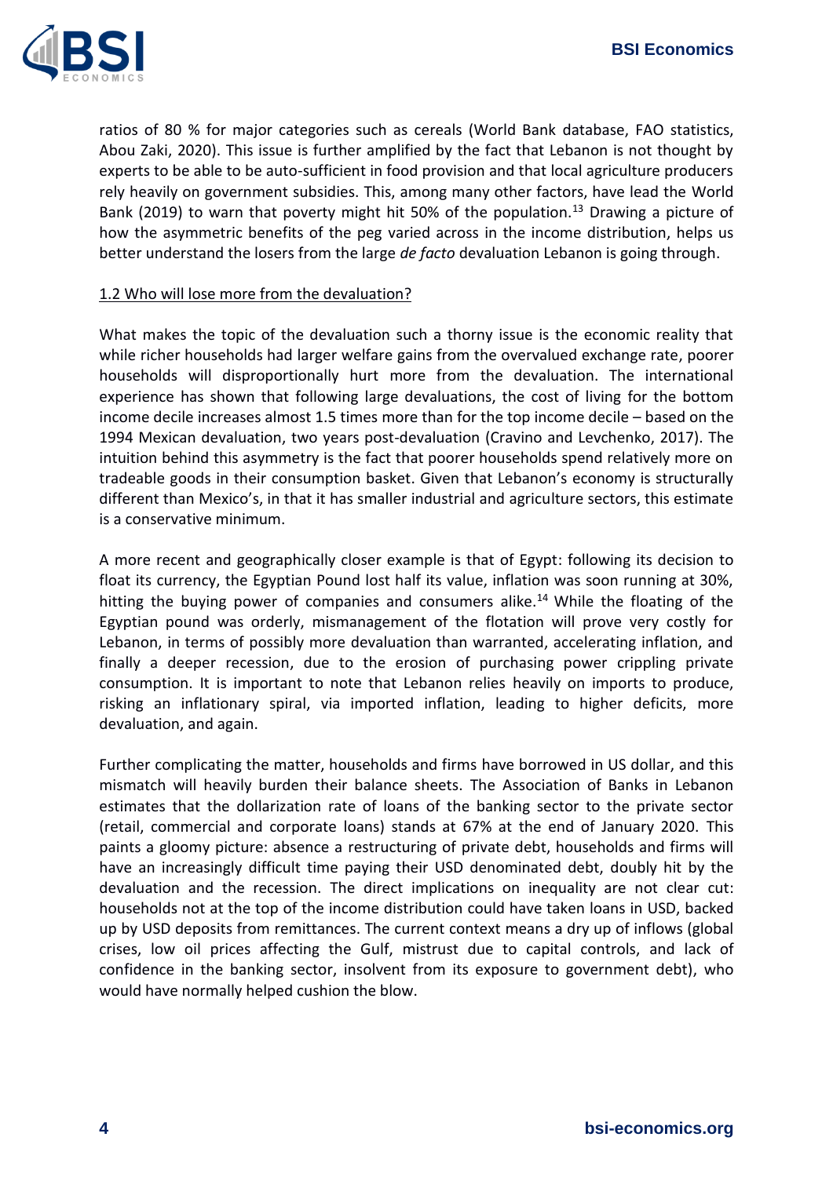ratios of 80 % for major categories such as cereals (World Bank database, FAO statistics, Abou Zaki, 2020). This issue is further amplified by the fact that Lebanon is not thought by experts to be able to be auto-sufficient in food provision and that local agriculture producers rely heavily on government subsidies. This, among many other factors, have lead the World Bank (2019) to warn that poverty might hit 50% of the population.[13] Drawing a picture of how the asymmetric benefits of the peg varied across in the income distribution, helps us better understand the losers from the large *de facto* devaluation Lebanon is going through.

### 1.2 Who will lose more from the devaluation?

What makes the topic of the devaluation such a thorny issue is the economic reality that while richer households had larger welfare gains from the overvalued exchange rate, poorer households will disproportionally hurt more from the devaluation. The international experience has shown that following large devaluations, the cost of living for the bottom income decile increases almost 1.5 times more than for the top income decile – based on the 1994 Mexican devaluation, two years post-devaluation (Cravino and Levchenko, 2017). The intuition behind this asymmetry is the fact that poorer households spend relatively more on tradeable goods in their consumption basket. Given that Lebanon's economy is structurally different than Mexico's, in that it has smaller industrial and agriculture sectors, this estimate is a conservative minimum.

A more recent and geographically closer example is that of Egypt: following its decision to float its currency, the Egyptian Pound lost half its value, inflation was soon running at 30%, hitting the buying power of companies and consumers alike.[14] While the floating of the Egyptian pound was orderly, mismanagement of the flotation will prove very costly for Lebanon, in terms of possibly more devaluation than warranted, accelerating inflation, and finally a deeper recession, due to the erosion of purchasing power crippling private consumption. It is important to note that Lebanon relies heavily on imports to produce, risking an inflationary spiral, via imported inflation, leading to higher deficits, more devaluation, and again.

Further complicating the matter, households and firms have borrowed in US dollar, and this mismatch will heavily burden their balance sheets. The Association of Banks in Lebanon estimates that the dollarization rate of loans of the banking sector to the private sector (retail, commercial and corporate loans) stands at 67% at the end of January 2020. This paints a gloomy picture: absence a restructuring of private debt, households and firms will have an increasingly difficult time paying their USD denominated debt, doubly hit by the devaluation and the recession. The direct implications on inequality are not clear cut: households not at the top of the income distribution could have taken loans in USD, backed up by USD deposits from remittances. The current context means a dry up of inflows (global crises, low oil prices affecting the Gulf, mistrust due to capital controls, and lack of confidence in the banking sector, insolvent from its exposure to government debt), who would have normally helped cushion the blow.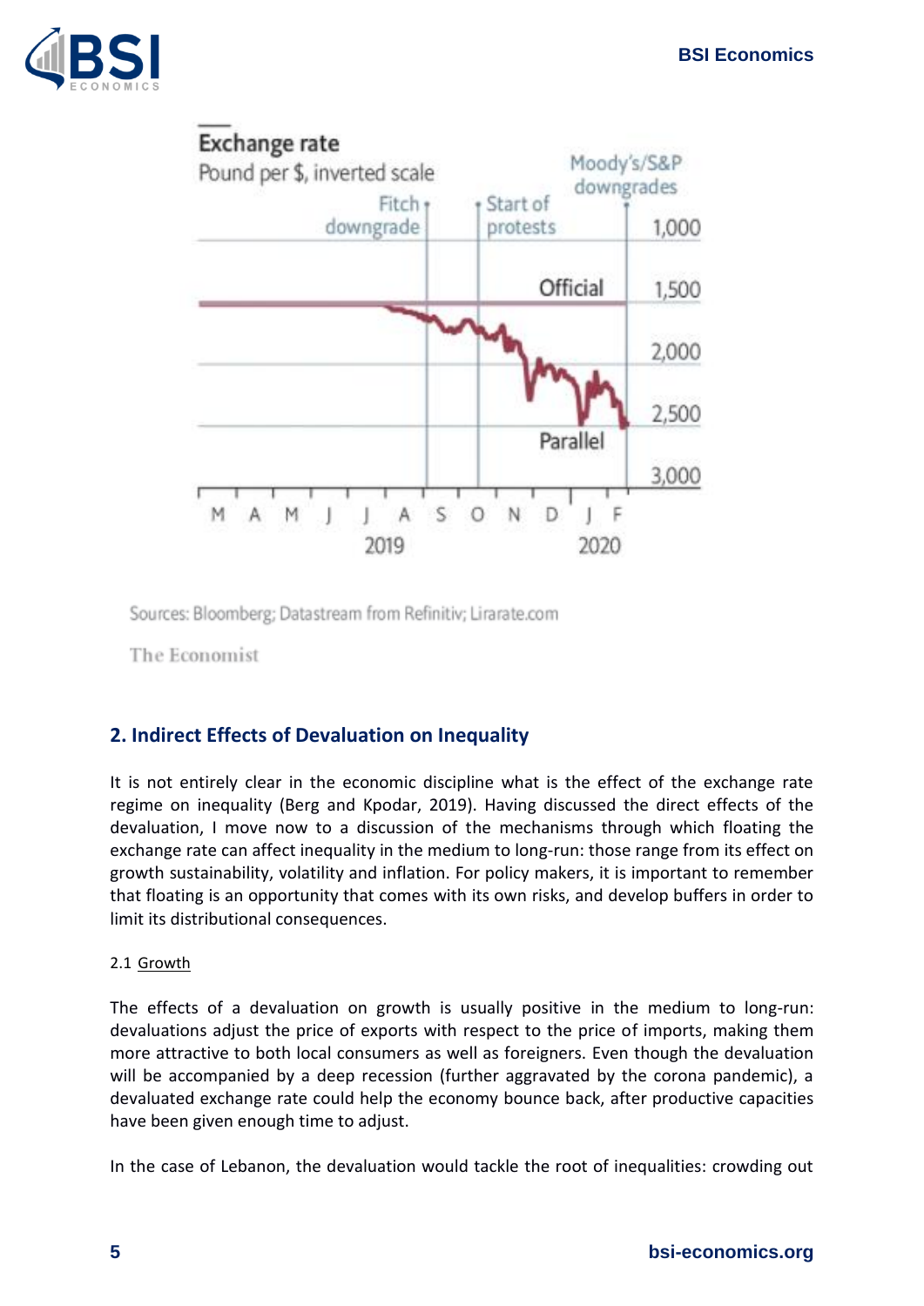Exchange rate

Pound per $, inverted scale

Fitch downgrade | Start of protests | Moody's/S&P downgrades

Official

Parallel

1,000 | 1,500 | 2,000 | 2,500 | 3,000

M A M J J A S O N D J F

2019 2020

Sources: Bloomberg; Datastream from Refinitiv; Lirarate.com

The Economist

## 2. Indirect Effects of Devaluation on Inequality

It is not entirely clear in the economic discipline what is the effect of the exchange rate regime on inequality (Berg and Kpodar, 2019). Having discussed the direct effects of the devaluation, I move now to a discussion of the mechanisms through which floating the exchange rate can affect inequality in the medium to long-run: those range from its effect on growth sustainability, volatility and inflation. For policy makers, it is important to remember that floating is an opportunity that comes with its own risks, and develop buffers in order to limit its distributional consequences.

### 2.1 Growth

The effects of a devaluation on growth is usually positive in the medium to long-run: devaluations adjust the price of exports with respect to the price of imports, making them more attractive to both local consumers as well as foreigners. Even though the devaluation will be accompanied by a deep recession (further aggravated by the corona pandemic), a devaluated exchange rate could help the economy bounce back, after productive capacities have been given enough time to adjust.

In the case of Lebanon, the devaluation would tackle the root of inequalities: crowding out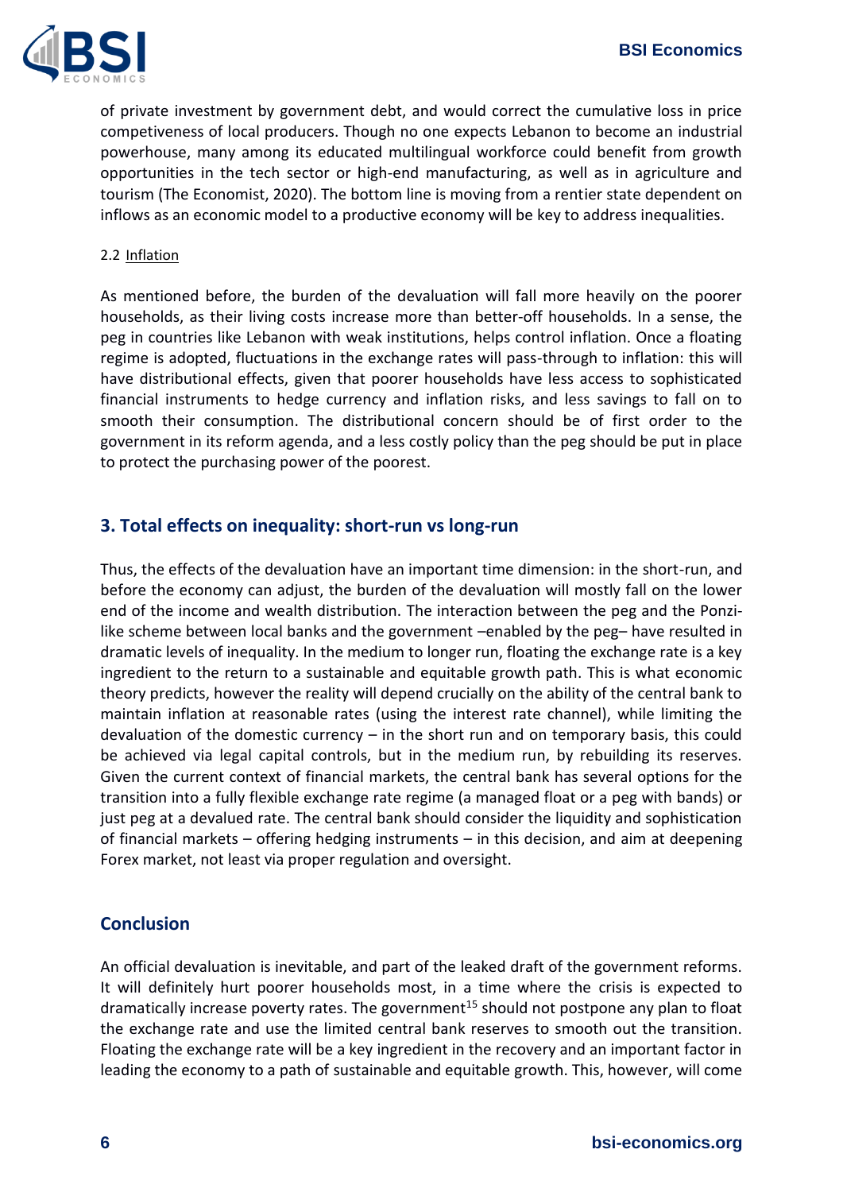of private investment by government debt, and would correct the cumulative loss in price competiveness of local producers. Though no one expects Lebanon to become an industrial powerhouse, many among its educated multilingual workforce could benefit from growth opportunities in the tech sector or high-end manufacturing, as well as in agriculture and tourism (The Economist, 2020). The bottom line is moving from a rentier state dependent on inflows as an economic model to a productive economy will be key to address inequalities.

### 2.2 Inflation

As mentioned before, the burden of the devaluation will fall more heavily on the poorer households, as their living costs increase more than better-off households. In a sense, the peg in countries like Lebanon with weak institutions, helps control inflation. Once a floating regime is adopted, fluctuations in the exchange rates will pass-through to inflation: this will have distributional effects, given that poorer households have less access to sophisticated financial instruments to hedge currency and inflation risks, and less savings to fall on to smooth their consumption. The distributional concern should be of first order to the government in its reform agenda, and a less costly policy than the peg should be put in place to protect the purchasing power of the poorest.

## 3. Total effects on inequality: short-run vs long-run

Thus, the effects of the devaluation have an important time dimension: in the short-run, and before the economy can adjust, the burden of the devaluation will mostly fall on the lower end of the income and wealth distribution. The interaction between the peg and the Ponzi-like scheme between local banks and the government –enabled by the peg– have resulted in dramatic levels of inequality. In the medium to longer run, floating the exchange rate is a key ingredient to the return to a sustainable and equitable growth path. This is what economic theory predicts, however the reality will depend crucially on the ability of the central bank to maintain inflation at reasonable rates (using the interest rate channel), while limiting the devaluation of the domestic currency – in the short run and on temporary basis, this could be achieved via legal capital controls, but in the medium run, by rebuilding its reserves. Given the current context of financial markets, the central bank has several options for the transition into a fully flexible exchange rate regime (a managed float or a peg with bands) or just peg at a devalued rate. The central bank should consider the liquidity and sophistication of financial markets – offering hedging instruments – in this decision, and aim at deepening Forex market, not least via proper regulation and oversight.

## Conclusion

An official devaluation is inevitable, and part of the leaked draft of the government reforms. It will definitely hurt poorer households most, in a time where the crisis is expected to dramatically increase poverty rates. The government[15] should not postpone any plan to float the exchange rate and use the limited central bank reserves to smooth out the transition. Floating the exchange rate will be a key ingredient in the recovery and an important factor in leading the economy to a path of sustainable and equitable growth. This, however, will come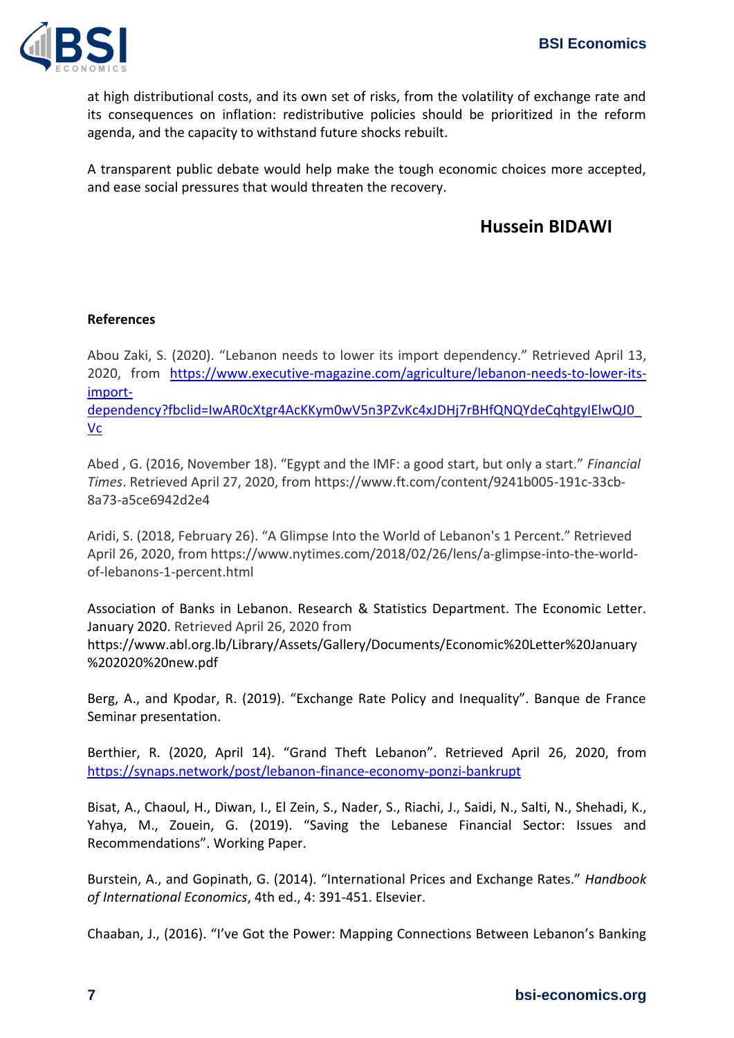at high distributional costs, and its own set of risks, from the volatility of exchange rate and its consequences on inflation: redistributive policies should be prioritized in the reform agenda, and the capacity to withstand future shocks rebuilt.

A transparent public debate would help make the tough economic choices more accepted, and ease social pressures that would threaten the recovery.

**Hussein BIDAWI**

**References**

Abou Zaki, S. (2020). "Lebanon needs to lower its import dependency." Retrieved April 13, 2020, from https://www.executive-magazine.com/agriculture/lebanon-needs-to-lower-its-import-dependency?fbclid=IwAR0cXtgr4AcKKym0wV5n3PZvKc4xJDHj7rBHfQNQYdeCqhtgyIElwQJ0_Vc

Abed , G. (2016, November 18). "Egypt and the IMF: a good start, but only a start." *Financial Times*. Retrieved April 27, 2020, from https://www.ft.com/content/9241b005-191c-33cb-8a73-a5ce6942d2e4

Aridi, S. (2018, February 26). "A Glimpse Into the World of Lebanon's 1 Percent." Retrieved April 26, 2020, from https://www.nytimes.com/2018/02/26/lens/a-glimpse-into-the-world-of-lebanons-1-percent.html

Association of Banks in Lebanon. Research & Statistics Department. The Economic Letter. January 2020. Retrieved April 26, 2020 from https://www.abl.org.lb/Library/Assets/Gallery/Documents/Economic%20Letter%20January%202020%20new.pdf

Berg, A., and Kpodar, R. (2019). "Exchange Rate Policy and Inequality". Banque de France Seminar presentation.

Berthier, R. (2020, April 14). "Grand Theft Lebanon". Retrieved April 26, 2020, from https://synaps.network/post/lebanon-finance-economy-ponzi-bankrupt

Bisat, A., Chaoul, H., Diwan, I., El Zein, S., Nader, S., Riachi, J., Saidi, N., Salti, N., Shehadi, K., Yahya, M., Zouein, G. (2019). "Saving the Lebanese Financial Sector: Issues and Recommendations". Working Paper.

Burstein, A., and Gopinath, G. (2014). "International Prices and Exchange Rates." *Handbook of International Economics*, 4th ed., 4: 391-451. Elsevier.

Chaaban, J., (2016). "I've Got the Power: Mapping Connections Between Lebanon's Banking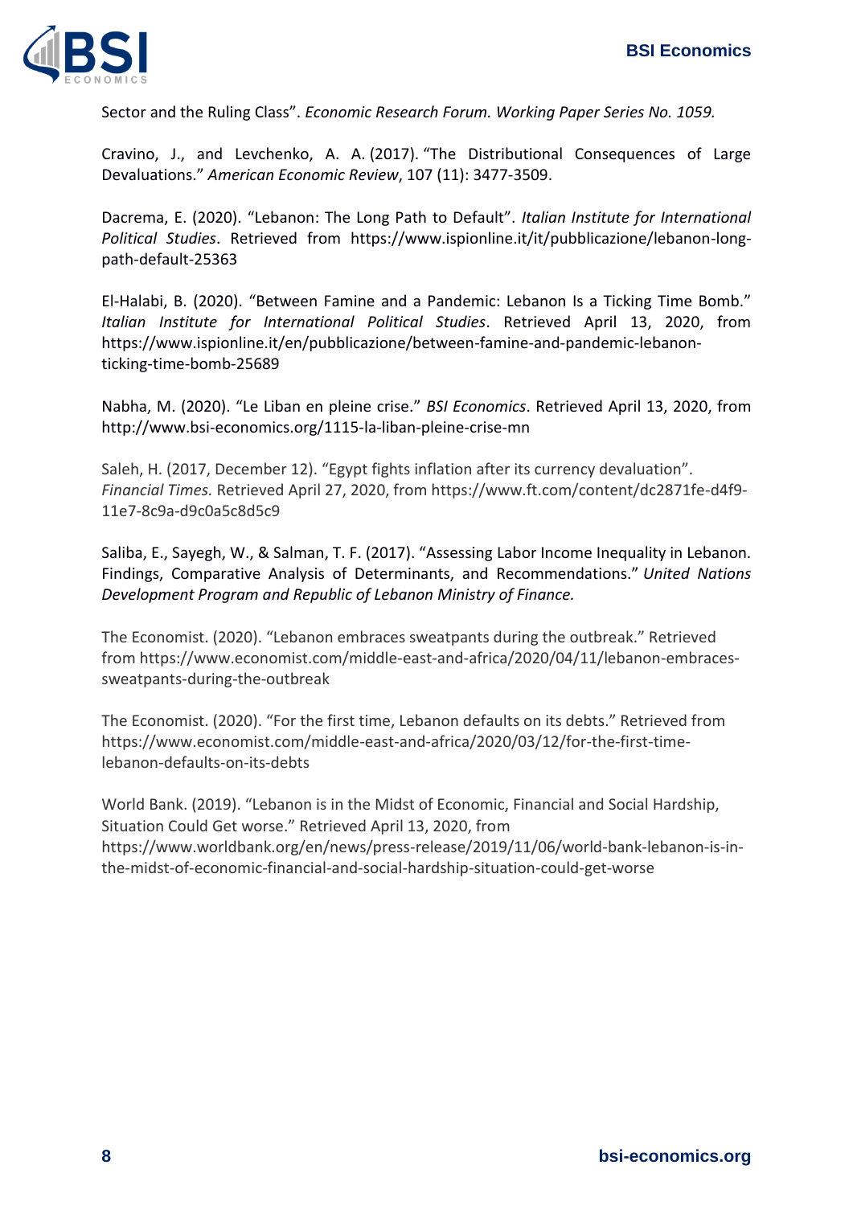Sector and the Ruling Class". *Economic Research Forum. Working Paper Series No. 1059.*

Cravino, J., and Levchenko, A. A. (2017). "The Distributional Consequences of Large Devaluations." *American Economic Review*, 107 (11): 3477-3509.

Dacrema, E. (2020). "Lebanon: The Long Path to Default". *Italian Institute for International Political Studies*. Retrieved from https://www.ispionline.it/it/pubblicazione/lebanon-long-path-default-25363

El-Halabi, B. (2020). "Between Famine and a Pandemic: Lebanon Is a Ticking Time Bomb." *Italian Institute for International Political Studies*. Retrieved April 13, 2020, from https://www.ispionline.it/en/pubblicazione/between-famine-and-pandemic-lebanon-ticking-time-bomb-25689

Nabha, M. (2020). "Le Liban en pleine crise." *BSI Economics*. Retrieved April 13, 2020, from http://www.bsi-economics.org/1115-la-liban-pleine-crise-mn

Saleh, H. (2017, December 12). "Egypt fights inflation after its currency devaluation". *Financial Times.* Retrieved April 27, 2020, from https://www.ft.com/content/dc2871fe-d4f9-11e7-8c9a-d9c0a5c8d5c9

Saliba, E., Sayegh, W., & Salman, T. F. (2017). "Assessing Labor Income Inequality in Lebanon. Findings, Comparative Analysis of Determinants, and Recommendations." *United Nations Development Program and Republic of Lebanon Ministry of Finance.*

The Economist. (2020). "Lebanon embraces sweatpants during the outbreak." Retrieved from https://www.economist.com/middle-east-and-africa/2020/04/11/lebanon-embraces-sweatpants-during-the-outbreak

The Economist. (2020). "For the first time, Lebanon defaults on its debts." Retrieved from https://www.economist.com/middle-east-and-africa/2020/03/12/for-the-first-time-lebanon-defaults-on-its-debts

World Bank. (2019). "Lebanon is in the Midst of Economic, Financial and Social Hardship, Situation Could Get worse." Retrieved April 13, 2020, from https://www.worldbank.org/en/news/press-release/2019/11/06/world-bank-lebanon-is-in-the-midst-of-economic-financial-and-social-hardship-situation-could-get-worse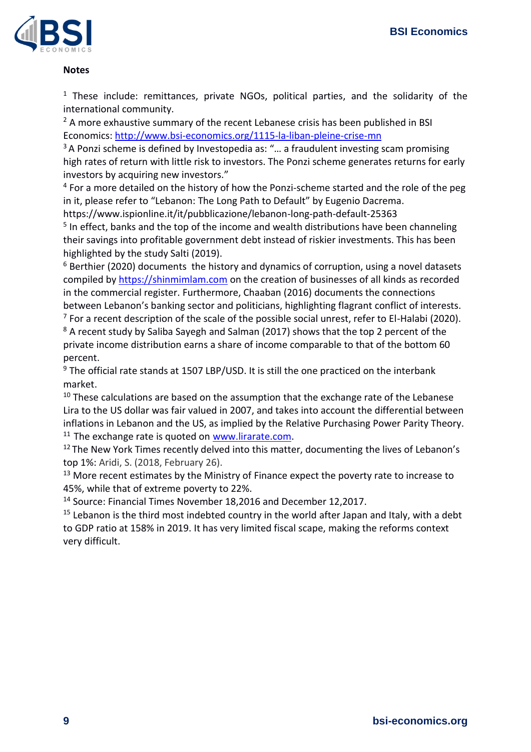**Notes**

[1] These include: remittances, private NGOs, political parties, and the solidarity of the international community.

[2] A more exhaustive summary of the recent Lebanese crisis has been published in BSI Economics: http://www.bsi-economics.org/1115-la-liban-pleine-crise-mn

[3] A Ponzi scheme is defined by Investopedia as: "… a fraudulent investing scam promising high rates of return with little risk to investors. The Ponzi scheme generates returns for early investors by acquiring new investors."

[4] For a more detailed on the history of how the Ponzi-scheme started and the role of the peg in it, please refer to "Lebanon: The Long Path to Default" by Eugenio Dacrema. https://www.ispionline.it/it/pubblicazione/lebanon-long-path-default-25363

[5] In effect, banks and the top of the income and wealth distributions have been channeling their savings into profitable government debt instead of riskier investments. This has been highlighted by the study Salti (2019).

[6] Berthier (2020) documents the history and dynamics of corruption, using a novel datasets compiled by https://shinmimlam.com on the creation of businesses of all kinds as recorded in the commercial register. Furthermore, Chaaban (2016) documents the connections between Lebanon's banking sector and politicians, highlighting flagrant conflict of interests.

[7] For a recent description of the scale of the possible social unrest, refer to El-Halabi (2020).

[8] A recent study by Saliba Sayegh and Salman (2017) shows that the top 2 percent of the private income distribution earns a share of income comparable to that of the bottom 60 percent.

[9] The official rate stands at 1507 LBP/USD. It is still the one practiced on the interbank market.

[10] These calculations are based on the assumption that the exchange rate of the Lebanese Lira to the US dollar was fair valued in 2007, and takes into account the differential between inflations in Lebanon and the US, as implied by the Relative Purchasing Power Parity Theory.

[11] The exchange rate is quoted on www.lirarate.com.

[12] The New York Times recently delved into this matter, documenting the lives of Lebanon's top 1%: Aridi, S. (2018, February 26).

[13] More recent estimates by the Ministry of Finance expect the poverty rate to increase to 45%, while that of extreme poverty to 22%.

[14] Source: Financial Times November 18,2016 and December 12,2017.

[15] Lebanon is the third most indebted country in the world after Japan and Italy, with a debt to GDP ratio at 158% in 2019. It has very limited fiscal scape, making the reforms context very difficult.